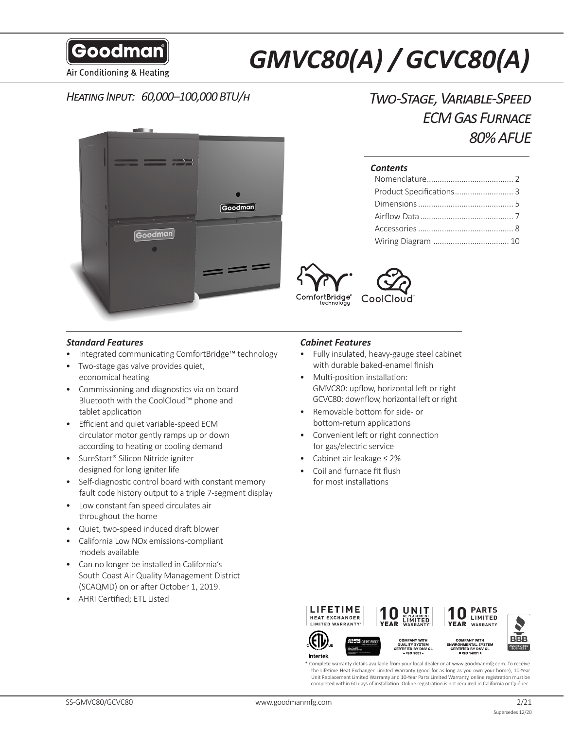Goodman

Air Conditioning & Heating

# GMVC80(A) / GCVC80(A)

## Heating Input: 60,000–100,000 BTU/h

## Two-Stage, Variable-Speed ECM Gas Furnace 80% AFUE

### Contents

- Nomenclature........................................ 2
- Product Specifications........................... 3
- Dimensions............................................ 5
- Airflow Data........................................... 7
- Accessories............................................ 8
- Wiring Diagram .................................. 10

ComfortBridge™ technology

CoolCloud™

### Standard Features

- Integrated communicating ComfortBridge™ technology
- Two-stage gas valve provides quiet, economical heating
- Commissioning and diagnostics via on board Bluetooth with the CoolCloud™ phone and tablet application
- Efficient and quiet variable-speed ECM circulator motor gently ramps up or down according to heating or cooling demand
- SureStart® Silicon Nitride igniter designed for long igniter life
- Self-diagnostic control board with constant memory fault code history output to a triple 7-segment display
- Low constant fan speed circulates air throughout the home
- Quiet, two-speed induced draft blower
- California Low NOx emissions-compliant models available
- Can no longer be installed in California's South Coast Air Quality Management District (SCAQMD) on or after October 1, 2019.
- AHRI Certified; ETL Listed

### Cabinet Features

- Fully insulated, heavy-gauge steel cabinet with durable baked-enamel finish
- Multi-position installation:
  GMVC80: upflow, horizontal left or right
  GCVC80: downflow, horizontal left or right
- Removable bottom for side- or bottom-return applications
- Convenient left or right connection for gas/electric service
- Cabinet air leakage ≤ 2%
- Coil and furnace fit flush for most installations

LIFETIME HEAT EXCHANGER LIMITED WARRANTY*

10 YEAR UNIT REPLACEMENT LIMITED WARRANTY*

10 YEAR PARTS LIMITED WARRANTY

COMPANY WITH QUALITY SYSTEM CERTIFIED BY DNV GL = ISO 9001 =

COMPANY WITH ENVIRONMENTAL SYSTEM CERTIFIED BY DNV GL = ISO 14001 =

\* Complete warranty details available from your local dealer or at www.goodmanmfg.com. To receive the Lifetime Heat Exchanger Limited Warranty (good for as long as you own your home), 10-Year Unit Replacement Limited Warranty and 10-Year Parts Limited Warranty, online registration must be completed within 60 days of installation. Online registration is not required in California or Québec.

SS-GMVC80/GCVC80 www.goodmanmfg.com 2/21 Supersedes 12/20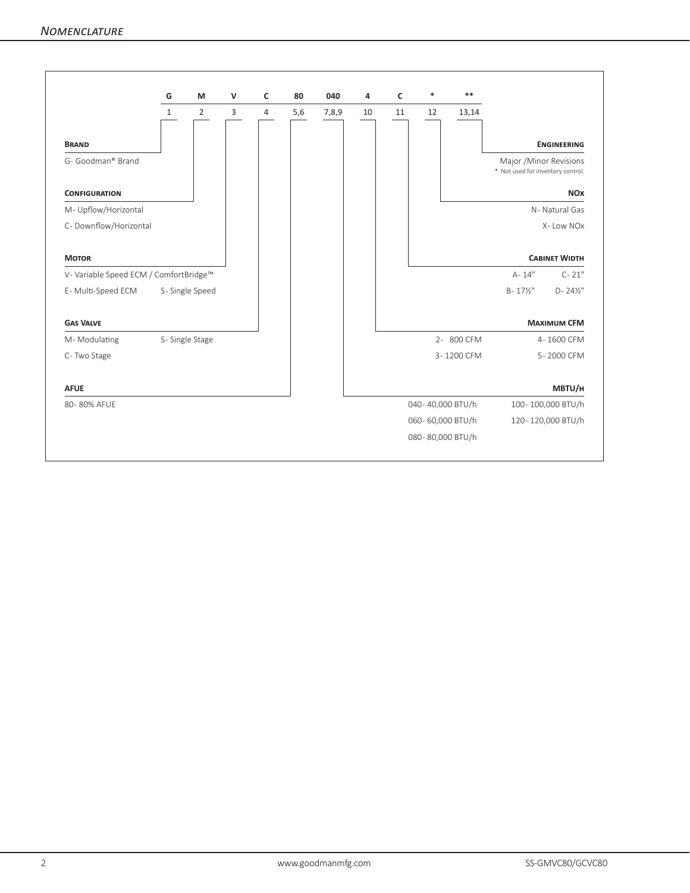## Nomenclature

| G | M | V | C | 80 | 040 | 4 | C | * | ** |
|---|---|---|---|---|---|---|---|---|---|
| 1 | 2 | 3 | 4 | 5,6 | 7,8,9 | 10 | 11 | 12 | 13,14 |

**Brand**

G- Goodman® Brand

**Configuration**

M- Upflow/Horizontal

C- Downflow/Horizontal

**Motor**

V- Variable Speed ECM / ComfortBridge™

E- Multi-Speed ECM

S- Single Speed

**Gas Valve**

M- Modulating

S- Single Stage

C- Two Stage

**AFUE**

80- 80% AFUE

**Engineering**

Major /Minor Revisions

* Not used for inventory control.

**NOx**

N- Natural Gas

X- Low NOx

**Cabinet Width**

A- 14"

C- 21"

B- 17½"

D- 24½"

**Maximum CFM**

2- 800 CFM

4- 1600 CFM

3- 1200 CFM

5- 2000 CFM

**MBTU/h**

040- 40,000 BTU/h

100- 100,000 BTU/h

060- 60,000 BTU/h

120- 120,000 BTU/h

080- 80,000 BTU/h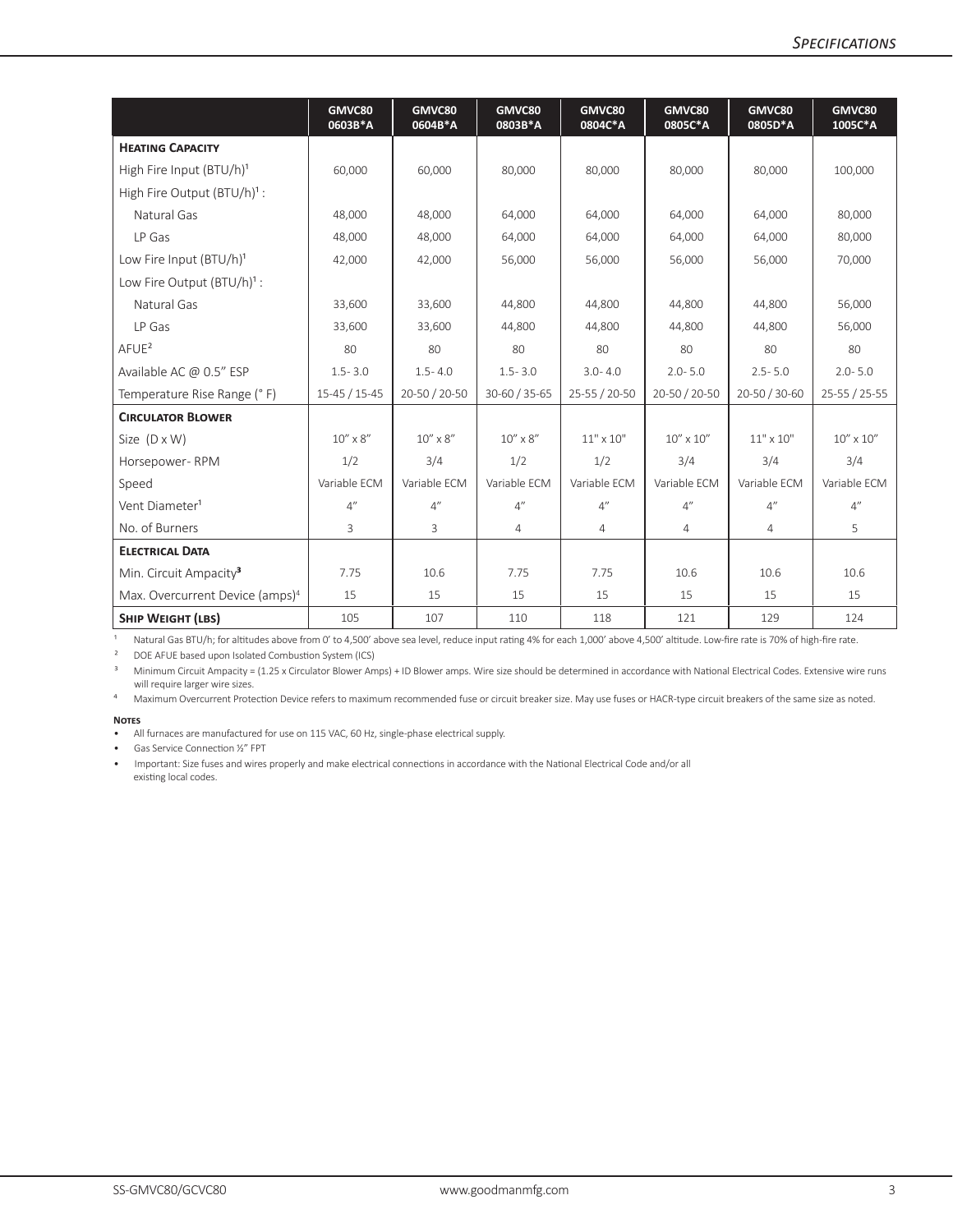## Specifications

| | GMVC80 0603B*A | GMVC80 0604B*A | GMVC80 0803B*A | GMVC80 0804C*A | GMVC80 0805C*A | GMVC80 0805D*A | GMVC80 1005C*A |
|---|---|---|---|---|---|---|---|
| **Heating Capacity** | | | | | | | |
| High Fire Input (BTU/h)[1] | 60,000 | 60,000 | 80,000 | 80,000 | 80,000 | 80,000 | 100,000 |
| High Fire Output (BTU/h)[1] : | | | | | | | |
| Natural Gas | 48,000 | 48,000 | 64,000 | 64,000 | 64,000 | 64,000 | 80,000 |
| LP Gas | 48,000 | 48,000 | 64,000 | 64,000 | 64,000 | 64,000 | 80,000 |
| Low Fire Input (BTU/h)[1] | 42,000 | 42,000 | 56,000 | 56,000 | 56,000 | 56,000 | 70,000 |
| Low Fire Output (BTU/h)[1] : | | | | | | | |
| Natural Gas | 33,600 | 33,600 | 44,800 | 44,800 | 44,800 | 44,800 | 56,000 |
| LP Gas | 33,600 | 33,600 | 44,800 | 44,800 | 44,800 | 44,800 | 56,000 |
| AFUE[2] | 80 | 80 | 80 | 80 | 80 | 80 | 80 |
| Available AC @ 0.5" ESP | 1.5- 3.0 | 1.5- 4.0 | 1.5- 3.0 | 3.0- 4.0 | 2.0- 5.0 | 2.5- 5.0 | 2.0- 5.0 |
| Temperature Rise Range (° F) | 15-45 / 15-45 | 20-50 / 20-50 | 30-60 / 35-65 | 25-55 / 20-50 | 20-50 / 20-50 | 20-50 / 30-60 | 25-55 / 25-55 |
| **Circulator Blower** | | | | | | | |
| Size (D x W) | 10" x 8" | 10" x 8" | 10" x 8" | 11" x 10" | 10" x 10" | 11" x 10" | 10" x 10" |
| Horsepower- RPM | 1/2 | 3/4 | 1/2 | 1/2 | 3/4 | 3/4 | 3/4 |
| Speed | Variable ECM | Variable ECM | Variable ECM | Variable ECM | Variable ECM | Variable ECM | Variable ECM |
| Vent Diameter[1] | 4" | 4" | 4" | 4" | 4" | 4" | 4" |
| No. of Burners | 3 | 3 | 4 | 4 | 4 | 4 | 5 |
| **Electrical Data** | | | | | | | |
| Min. Circuit Ampacity[3] | 7.75 | 10.6 | 7.75 | 7.75 | 10.6 | 10.6 | 10.6 |
| Max. Overcurrent Device (amps)[4] | 15 | 15 | 15 | 15 | 15 | 15 | 15 |
| **Ship Weight (lbs)** | 105 | 107 | 110 | 118 | 121 | 129 | 124 |

[1] Natural Gas BTU/h; for altitudes above from 0' to 4,500' above sea level, reduce input rating 4% for each 1,000' above 4,500' altitude. Low-fire rate is 70% of high-fire rate.

[2] DOE AFUE based upon Isolated Combustion System (ICS)

[3] Minimum Circuit Ampacity = (1.25 x Circulator Blower Amps) + ID Blower amps. Wire size should be determined in accordance with National Electrical Codes. Extensive wire runs will require larger wire sizes.

[4] Maximum Overcurrent Protection Device refers to maximum recommended fuse or circuit breaker size. May use fuses or HACR-type circuit breakers of the same size as noted.

**Notes**

- All furnaces are manufactured for use on 115 VAC, 60 Hz, single-phase electrical supply.
- Gas Service Connection ½" FPT
- Important: Size fuses and wires properly and make electrical connections in accordance with the National Electrical Code and/or all existing local codes.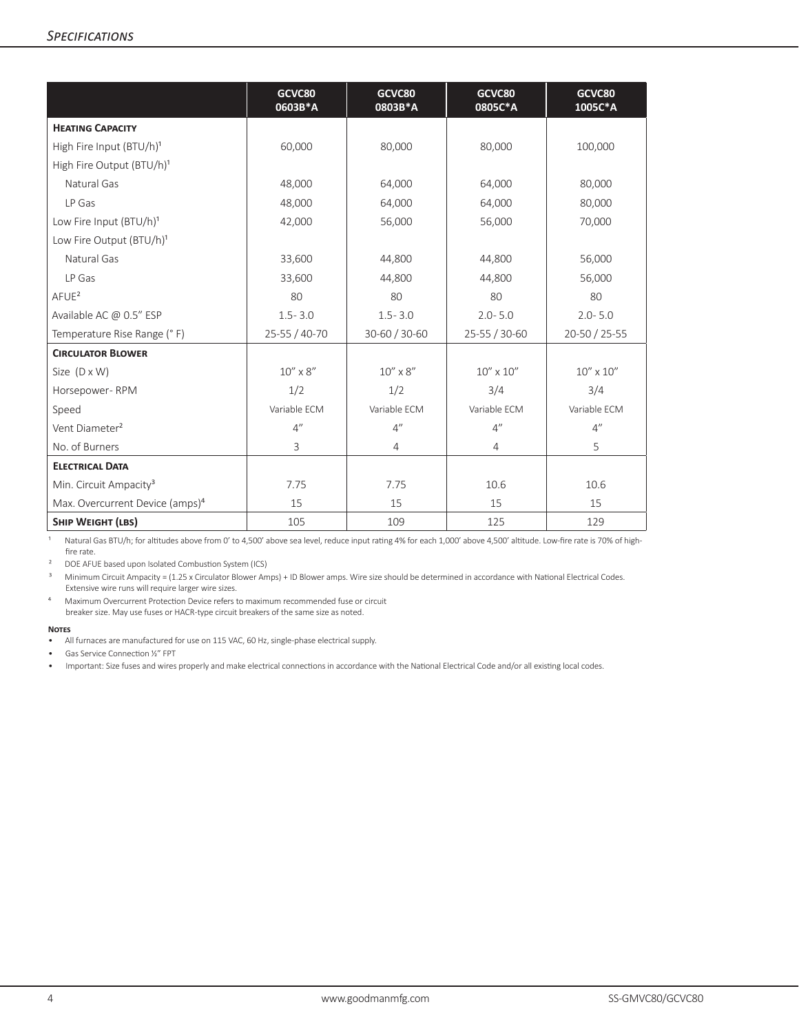## Specifications

| | GCVC80 0603B*A | GCVC80 0803B*A | GCVC80 0805C*A | GCVC80 1005C*A |
|---|---|---|---|---|
| **Heating Capacity** | | | | |
| High Fire Input (BTU/h)[1] | 60,000 | 80,000 | 80,000 | 100,000 |
| High Fire Output (BTU/h)[1] | | | | |
| Natural Gas | 48,000 | 64,000 | 64,000 | 80,000 |
| LP Gas | 48,000 | 64,000 | 64,000 | 80,000 |
| Low Fire Input (BTU/h)[1] | 42,000 | 56,000 | 56,000 | 70,000 |
| Low Fire Output (BTU/h)[1] | | | | |
| Natural Gas | 33,600 | 44,800 | 44,800 | 56,000 |
| LP Gas | 33,600 | 44,800 | 44,800 | 56,000 |
| AFUE[2] | 80 | 80 | 80 | 80 |
| Available AC @ 0.5" ESP | 1.5 - 3.0 | 1.5 - 3.0 | 2.0 - 5.0 | 2.0 - 5.0 |
| Temperature Rise Range (° F) | 25-55 / 40-70 | 30-60 / 30-60 | 25-55 / 30-60 | 20-50 / 25-55 |
| **Circulator Blower** | | | | |
| Size (D x W) | 10" x 8" | 10" x 8" | 10" x 10" | 10" x 10" |
| Horsepower- RPM | 1/2 | 1/2 | 3/4 | 3/4 |
| Speed | Variable ECM | Variable ECM | Variable ECM | Variable ECM |
| Vent Diameter[2] | 4" | 4" | 4" | 4" |
| No. of Burners | 3 | 4 | 4 | 5 |
| **Electrical Data** | | | | |
| Min. Circuit Ampacity[3] | 7.75 | 7.75 | 10.6 | 10.6 |
| Max. Overcurrent Device (amps)[4] | 15 | 15 | 15 | 15 |
| **Ship Weight (lbs)** | 105 | 109 | 125 | 129 |

[1] Natural Gas BTU/h; for altitudes above from 0' to 4,500' above sea level, reduce input rating 4% for each 1,000' above 4,500' altitude. Low-fire rate is 70% of high-fire rate.

[2] DOE AFUE based upon Isolated Combustion System (ICS)

[3] Minimum Circuit Ampacity = (1.25 x Circulator Blower Amps) + ID Blower amps. Wire size should be determined in accordance with National Electrical Codes. Extensive wire runs will require larger wire sizes.

[4] Maximum Overcurrent Protection Device refers to maximum recommended fuse or circuit breaker size. May use fuses or HACR-type circuit breakers of the same size as noted.

**Notes**

- All furnaces are manufactured for use on 115 VAC, 60 Hz, single-phase electrical supply.
- Gas Service Connection ½" FPT
- Important: Size fuses and wires properly and make electrical connections in accordance with the National Electrical Code and/or all existing local codes.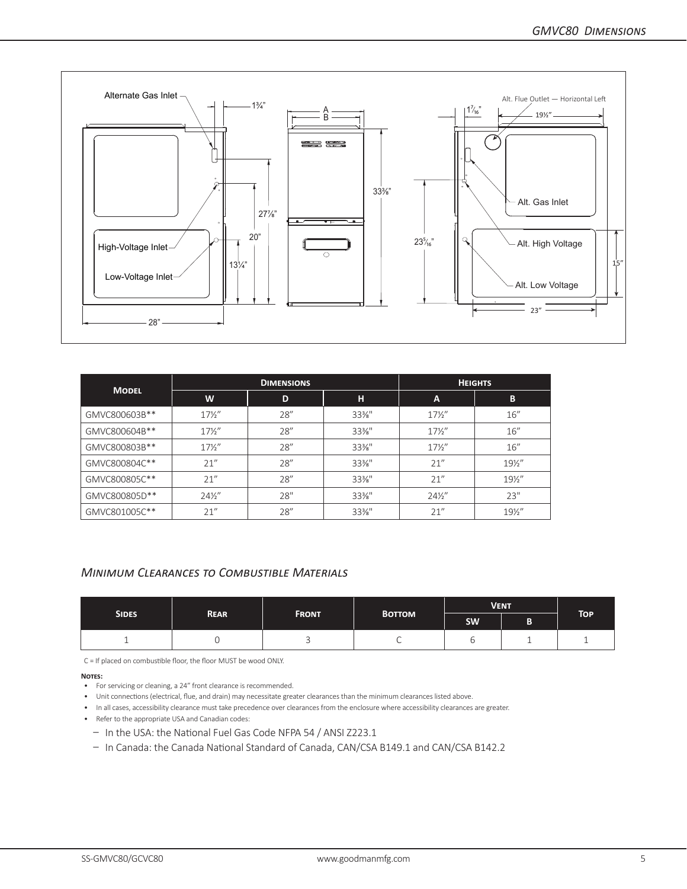Alternate Gas Inlet

1¾"

A

B

33⅜"

27⅞"

20"

13¼"

High-Voltage Inlet

Low-Voltage Inlet

28"

1⁷⁄₁₆"

Alt. Flue Outlet — Horizontal Left

19½"

Alt. Gas Inlet

23⁵⁄₁₆"

Alt. High Voltage

15"

Alt. Low Voltage

23"

| Model | Dimensions | | | Heights | |
|---|---|---|---|---|---|
| | W | D | H | A | B |
| GMVC800603B** | 17½" | 28" | 33⅜" | 17½" | 16" |
| GMVC800604B** | 17½" | 28" | 33⅜" | 17½" | 16" |
| GMVC800803B** | 17½" | 28" | 33⅜" | 17½" | 16" |
| GMVC800804C** | 21" | 28" | 33⅜" | 21" | 19½" |
| GMVC800805C** | 21" | 28" | 33⅜" | 21" | 19½" |
| GMVC800805D** | 24½" | 28" | 33⅜" | 24½" | 23" |
| GMVC801005C** | 21" | 28" | 33⅜" | 21" | 19½" |

## *Minimum Clearances to Combustible Materials*

| Sides | Rear | Front | Bottom | Vent | | Top |
|---|---|---|---|---|---|---|
| | | | | SW | B | |
| 1 | 0 | 3 | C | 6 | 1 | 1 |

C = If placed on combustible floor, the floor MUST be wood ONLY.

**Notes:**

- For servicing or cleaning, a 24" front clearance is recommended.
- Unit connections (electrical, flue, and drain) may necessitate greater clearances than the minimum clearances listed above.
- In all cases, accessibility clearance must take precedence over clearances from the enclosure where accessibility clearances are greater.
- Refer to the appropriate USA and Canadian codes:
  - In the USA: the National Fuel Gas Code NFPA 54 / ANSI Z223.1
  - In Canada: the Canada National Standard of Canada, CAN/CSA B149.1 and CAN/CSA B142.2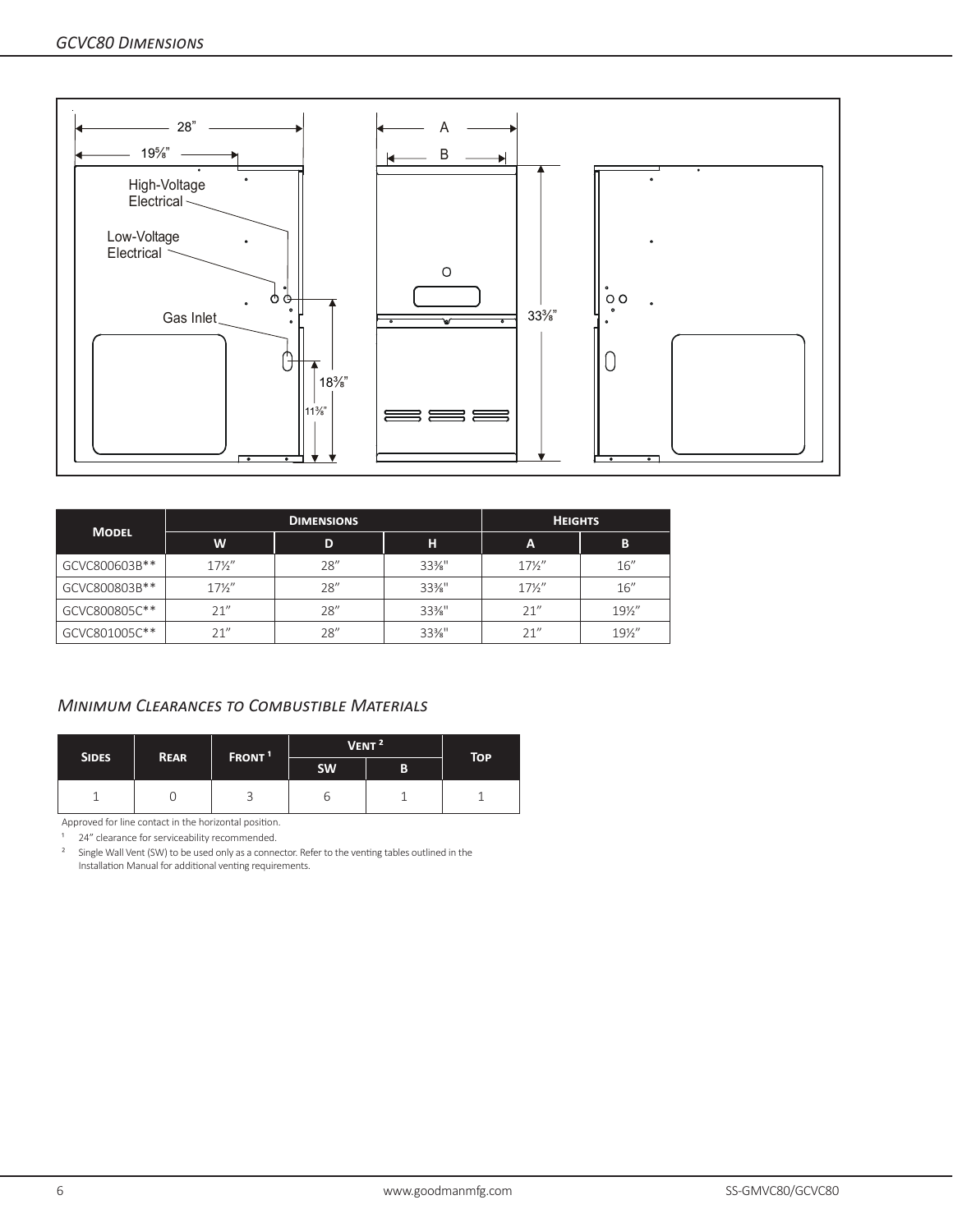## GCVC80 Dimensions

| Model | Dimensions | | | Heights | |
|---|---|---|---|---|---|
| | W | D | H | A | B |
| GCVC800603B** | 17½" | 28" | 33⅜" | 17½" | 16" |
| GCVC800803B** | 17½" | 28" | 33⅜" | 17½" | 16" |
| GCVC800805C** | 21" | 28" | 33⅜" | 21" | 19½" |
| GCVC801005C** | 21" | 28" | 33⅜" | 21" | 19½" |

### Minimum Clearances to Combustible Materials

| Sides | Rear | Front [1] | Vent [2] | | Top |
|---|---|---|---|---|---|
| | | | SW | B | |
| 1 | 0 | 3 | 6 | 1 | 1 |

Approved for line contact in the horizontal position.

[1] 24" clearance for serviceability recommended.

[2] Single Wall Vent (SW) to be used only as a connector. Refer to the venting tables outlined in the Installation Manual for additional venting requirements.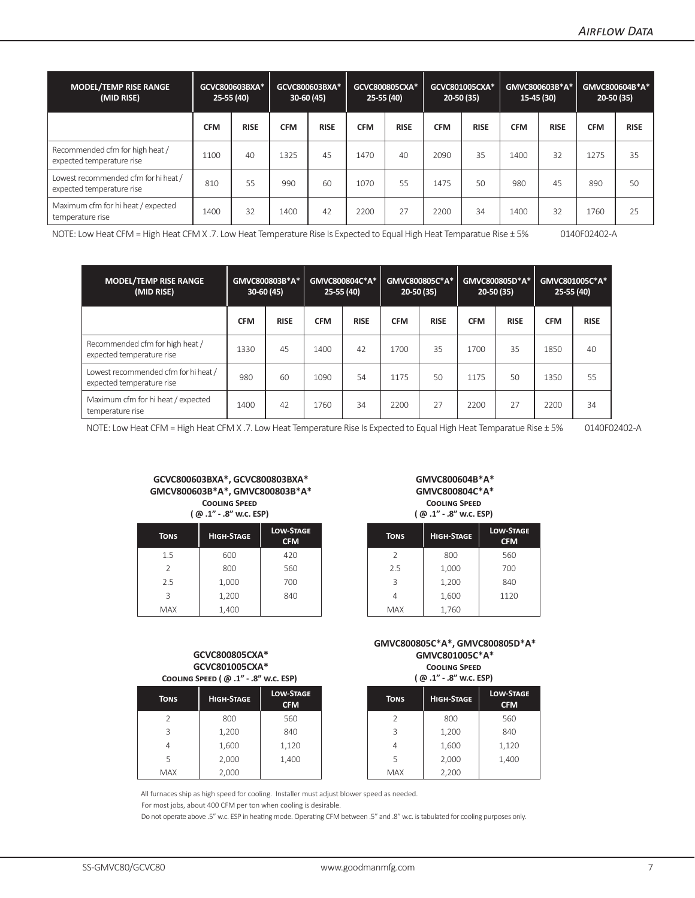| MODEL/TEMP RISE RANGE (MID RISE) | GCVC800603BXA* 25-55 (40) | | GCVC800603BXA* 30-60 (45) | | GCVC800805CXA* 25-55 (40) | | GCVC801005CXA* 20-50 (35) | | GMVC800603B*A* 15-45 (30) | | GMVC800604B*A* 20-50 (35) | |
|---|---|---|---|---|---|---|---|---|---|---|---|---|
| | CFM | RISE | CFM | RISE | CFM | RISE | CFM | RISE | CFM | RISE | CFM | RISE |
| Recommended cfm for high heat / expected temperature rise | 1100 | 40 | 1325 | 45 | 1470 | 40 | 2090 | 35 | 1400 | 32 | 1275 | 35 |
| Lowest recommended cfm for hi heat / expected temperature rise | 810 | 55 | 990 | 60 | 1070 | 55 | 1475 | 50 | 980 | 45 | 890 | 50 |
| Maximum cfm for hi heat / expected temperature rise | 1400 | 32 | 1400 | 42 | 2200 | 27 | 2200 | 34 | 1400 | 32 | 1760 | 25 |

NOTE: Low Heat CFM = High Heat CFM X .7. Low Heat Temperature Rise Is Expected to Equal High Heat Temparatue Rise ± 5% 0140F02402-A

| MODEL/TEMP RISE RANGE (MID RISE) | GMVC800803B*A* 30-60 (45) | | GMVC800804C*A* 25-55 (40) | | GMVC800805C*A* 20-50 (35) | | GMVC800805D*A* 20-50 (35) | | GMVC801005C*A* 25-55 (40) | |
|---|---|---|---|---|---|---|---|---|---|---|
| | CFM | RISE | CFM | RISE | CFM | RISE | CFM | RISE | CFM | RISE |
| Recommended cfm for high heat / expected temperature rise | 1330 | 45 | 1400 | 42 | 1700 | 35 | 1700 | 35 | 1850 | 40 |
| Lowest recommended cfm for hi heat / expected temperature rise | 980 | 60 | 1090 | 54 | 1175 | 50 | 1175 | 50 | 1350 | 55 |
| Maximum cfm for hi heat / expected temperature rise | 1400 | 42 | 1760 | 34 | 2200 | 27 | 2200 | 27 | 2200 | 34 |

NOTE: Low Heat CFM = High Heat CFM X .7. Low Heat Temperature Rise Is Expected to Equal High Heat Temparatue Rise ± 5% 0140F02402-A

**GCVC800603BXA*, GCVC800803BXA*
GMCV800603B*A*, GMVC800803B*A*
Cooling Speed
( @ .1" - .8" w.c. ESP)**

| Tons | High-Stage | Low-Stage CFM |
|---|---|---|
| 1.5 | 600 | 420 |
| 2 | 800 | 560 |
| 2.5 | 1,000 | 700 |
| 3 | 1,200 | 840 |
| MAX | 1,400 | |

**GMVC800604B*A*
GMVC800804C*A*
Cooling Speed
( @ .1" - .8" w.c. ESP)**

| Tons | High-Stage | Low-Stage CFM |
|---|---|---|
| 2 | 800 | 560 |
| 2.5 | 1,000 | 700 |
| 3 | 1,200 | 840 |
| 4 | 1,600 | 1120 |
| MAX | 1,760 | |

**GCVC800805CXA*
GCVC801005CXA*
Cooling Speed ( @ .1" - .8" w.c. ESP)**

| Tons | High-Stage | Low-Stage CFM |
|---|---|---|
| 2 | 800 | 560 |
| 3 | 1,200 | 840 |
| 4 | 1,600 | 1,120 |
| 5 | 2,000 | 1,400 |
| MAX | 2,000 | |

**GMVC800805C*A*, GMVC800805D*A*
GMVC801005C*A*
Cooling Speed
( @ .1" - .8" w.c. ESP)**

| Tons | High-Stage | Low-Stage CFM |
|---|---|---|
| 2 | 800 | 560 |
| 3 | 1,200 | 840 |
| 4 | 1,600 | 1,120 |
| 5 | 2,000 | 1,400 |
| MAX | 2,200 | |

All furnaces ship as high speed for cooling. Installer must adjust blower speed as needed.

For most jobs, about 400 CFM per ton when cooling is desirable.

Do not operate above .5" w.c. ESP in heating mode. Operating CFM between .5" and .8" w.c. is tabulated for cooling purposes only.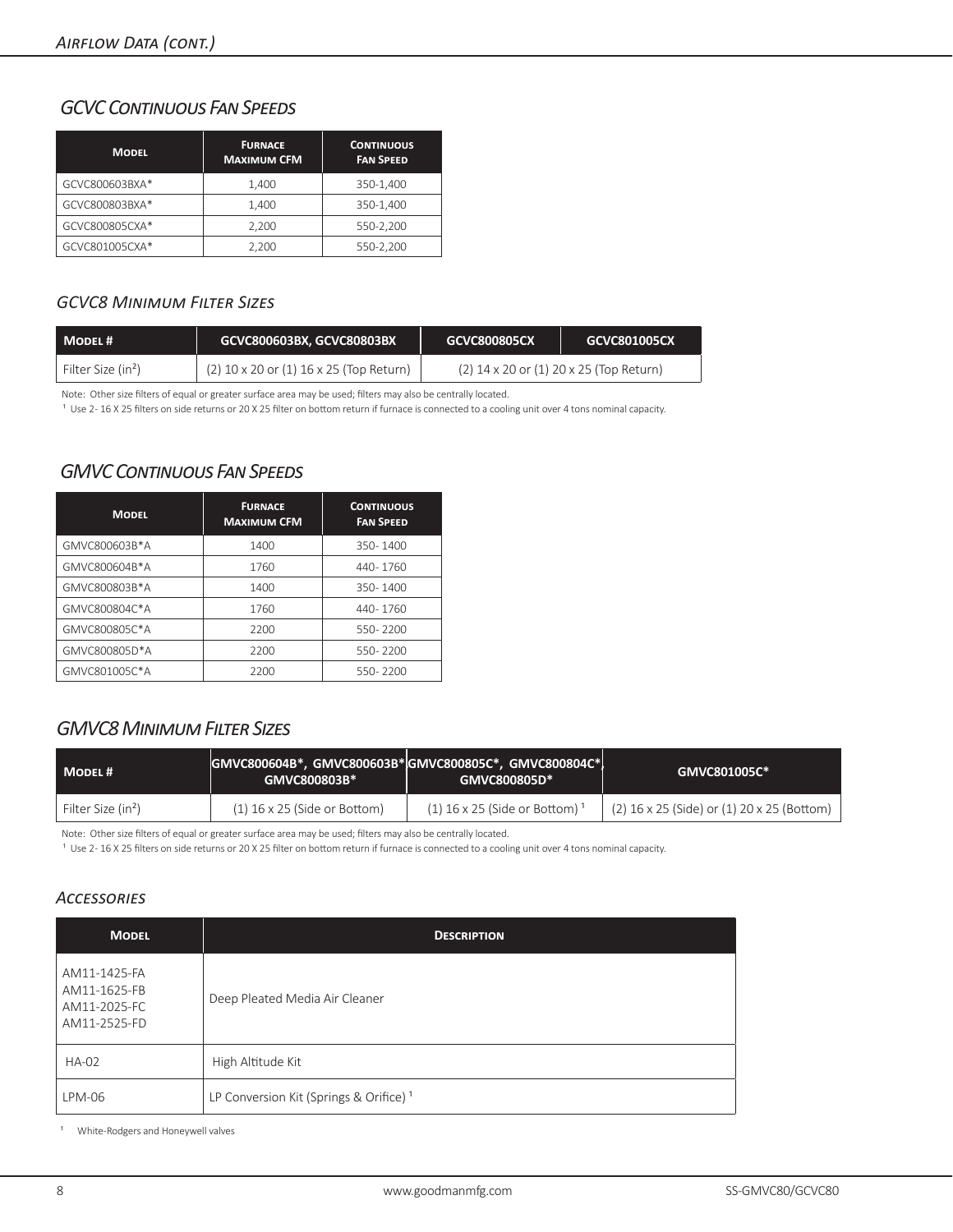## GCVC Continuous Fan Speeds

| Model | Furnace Maximum CFM | Continuous Fan Speed |
|---|---|---|
| GCVC800603BXA* | 1,400 | 350-1,400 |
| GCVC800803BXA* | 1,400 | 350-1,400 |
| GCVC800805CXA* | 2,200 | 550-2,200 |
| GCVC801005CXA* | 2,200 | 550-2,200 |

### GCVC8 Minimum Filter Sizes

| Model # | GCVC800603BX, GCVC80803BX | GCVC800805CX | GCVC801005CX |
|---|---|---|---|
| Filter Size (in²) | (2) 10 x 20 or (1) 16 x 25 (Top Return) | (2) 14 x 20 or (1) 20 x 25 (Top Return) | |

Note: Other size filters of equal or greater surface area may be used; filters may also be centrally located.

[1] Use 2- 16 X 25 filters on side returns or 20 X 25 filter on bottom return if furnace is connected to a cooling unit over 4 tons nominal capacity.

## GMVC Continuous Fan Speeds

| Model | Furnace Maximum CFM | Continuous Fan Speed |
|---|---|---|
| GMVC800603B*A | 1400 | 350- 1400 |
| GMVC800604B*A | 1760 | 440- 1760 |
| GMVC800803B*A | 1400 | 350- 1400 |
| GMVC800804C*A | 1760 | 440- 1760 |
| GMVC800805C*A | 2200 | 550- 2200 |
| GMVC800805D*A | 2200 | 550- 2200 |
| GMVC801005C*A | 2200 | 550- 2200 |

## GMVC8 Minimum Filter Sizes

| Model # | GMVC800604B*, GMVC800603B* GMVC800803B* | GMVC800805C*, GMVC800804C*, GMVC800805D* | GMVC801005C* |
|---|---|---|---|
| Filter Size (in²) | (1) 16 x 25 (Side or Bottom) | (1) 16 x 25 (Side or Bottom) [1] | (2) 16 x 25 (Side) or (1) 20 x 25 (Bottom) |

Note: Other size filters of equal or greater surface area may be used; filters may also be centrally located.

[1] Use 2- 16 X 25 filters on side returns or 20 X 25 filter on bottom return if furnace is connected to a cooling unit over 4 tons nominal capacity.

### Accessories

| Model | Description |
|---|---|
| AM11-1425-FA<br>AM11-1625-FB<br>AM11-2025-FC<br>AM11-2525-FD | Deep Pleated Media Air Cleaner |
| HA-02 | High Altitude Kit |
| LPM-06 | LP Conversion Kit (Springs & Orifice) [1] |

[1] White-Rodgers and Honeywell valves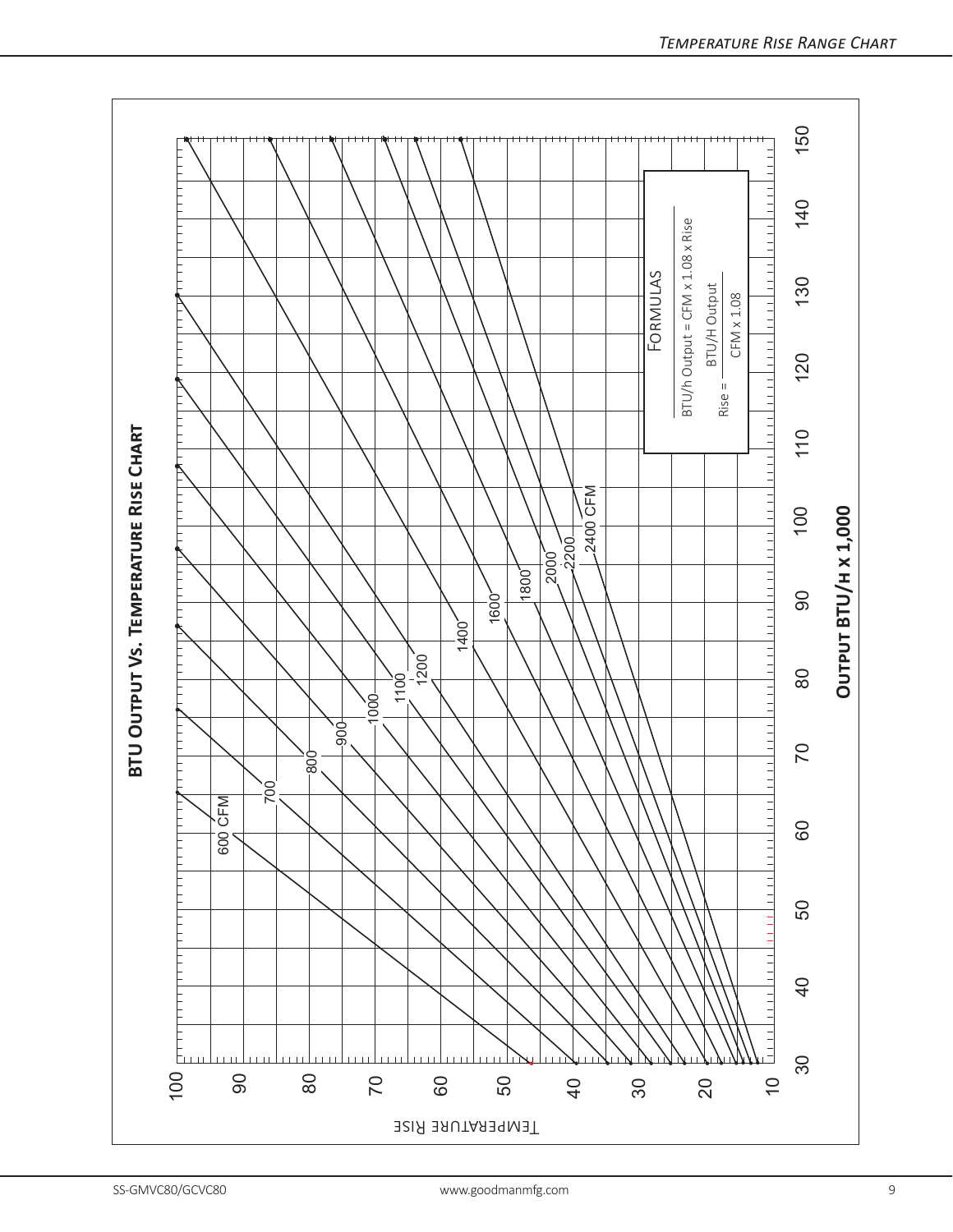# BTU Output Vs. Temperature Rise Chart

Temperature Rise

Output BTU/h x 1,000

600 CFM, 700, 800, 900, 1000, 1100, 1200, 1400, 1600, 1800, 2000, 2200, 2400 CFM

**Formulas**

BTU/h Output = CFM x 1.08 x Rise

$$\text{Rise} = \frac{\text{BTU/H Output}}{\text{CFM} \times 1.08}$$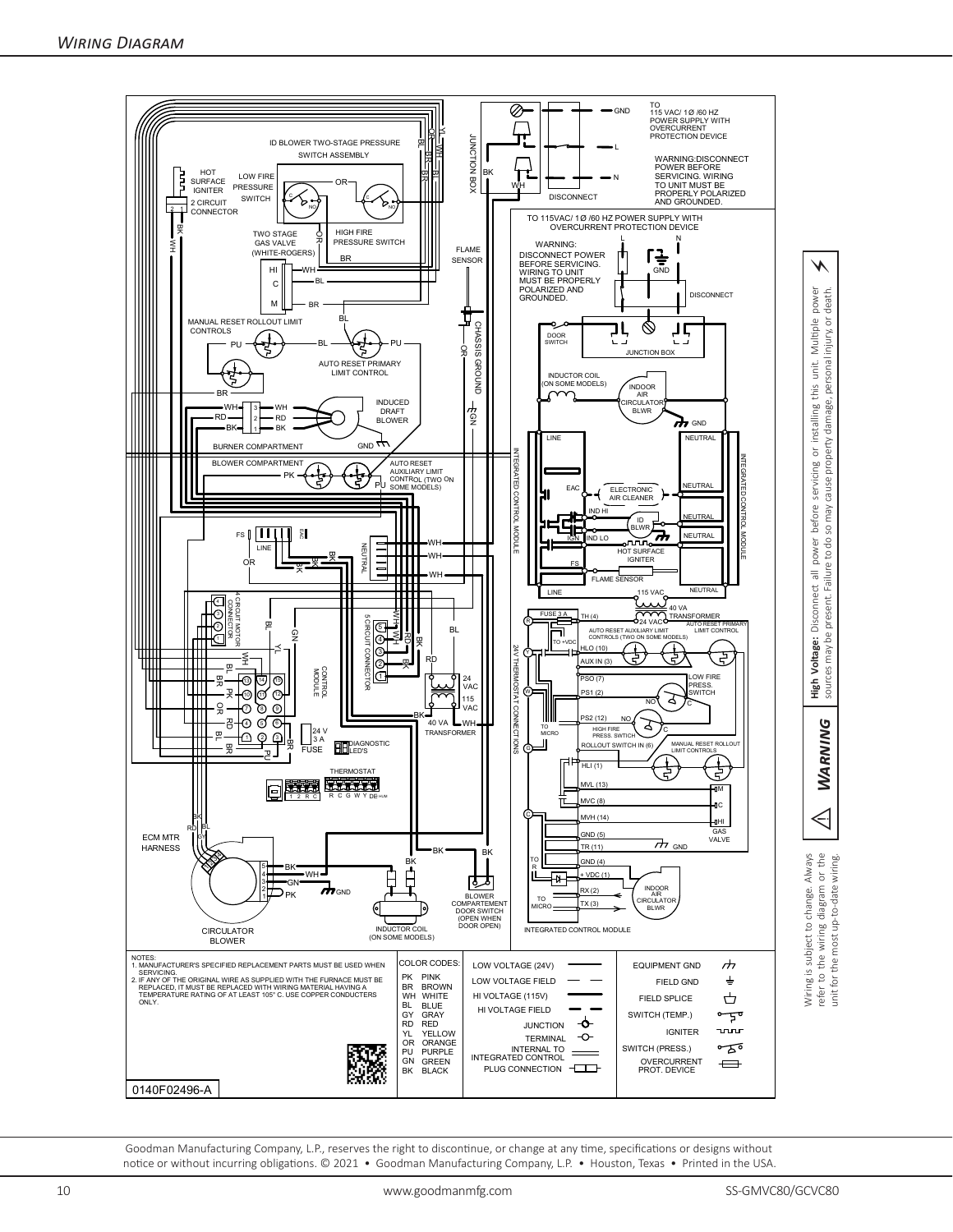## Wiring Diagram

TO 115 VAC/ 1Ø /60 HZ POWER SUPPLY WITH OVERCURRENT PROTECTION DEVICE

WARNING: DISCONNECT POWER BEFORE SERVICING. WIRING TO UNIT MUST BE PROPERLY POLARIZED AND GROUNDED.

TO 115VAC/ 1Ø /60 HZ POWER SUPPLY WITH OVERCURRENT PROTECTION DEVICE

WARNING: DISCONNECT POWER BEFORE SERVICING. WIRING TO UNIT MUST BE PROPERLY POLARIZED AND GROUNDED.

NOTES:
1. MANUFACTURER'S SPECIFIED REPLACEMENT PARTS MUST BE USED WHEN SERVICING.
2. IF ANY OF THE ORIGINAL WIRE AS SUPPLIED WITH THE FURNACE MUST BE REPLACED, IT MUST BE REPLACED WITH WIRING MATERIAL HAVING A TEMPERATURE RATING OF AT LEAST 105° C. USE COPPER CONDUCTORS ONLY.

COLOR CODES:

| | |
|---|---|
| PK | PINK |
| BR | BROWN |
| WH | WHITE |
| BL | BLUE |
| GY | GRAY |
| RD | RED |
| YL | YELLOW |
| OR | ORANGE |
| PU | PURPLE |
| GN | GREEN |
| BK | BLACK |

0140F02496-A

**⚠ WARNING**

**High Voltage:** Disconnect all power before servicing or installing this unit. Multiple power sources may be present. Failure to do so may cause property damage, personal injury, or death.

Wiring is subject to change. Always refer to the wiring diagram or the unit for the most up-to-date wiring.

Goodman Manufacturing Company, L.P., reserves the right to discontinue, or change at any time, specifications or designs without notice or without incurring obligations. © 2021 • Goodman Manufacturing Company, L.P. • Houston, Texas • Printed in the USA.